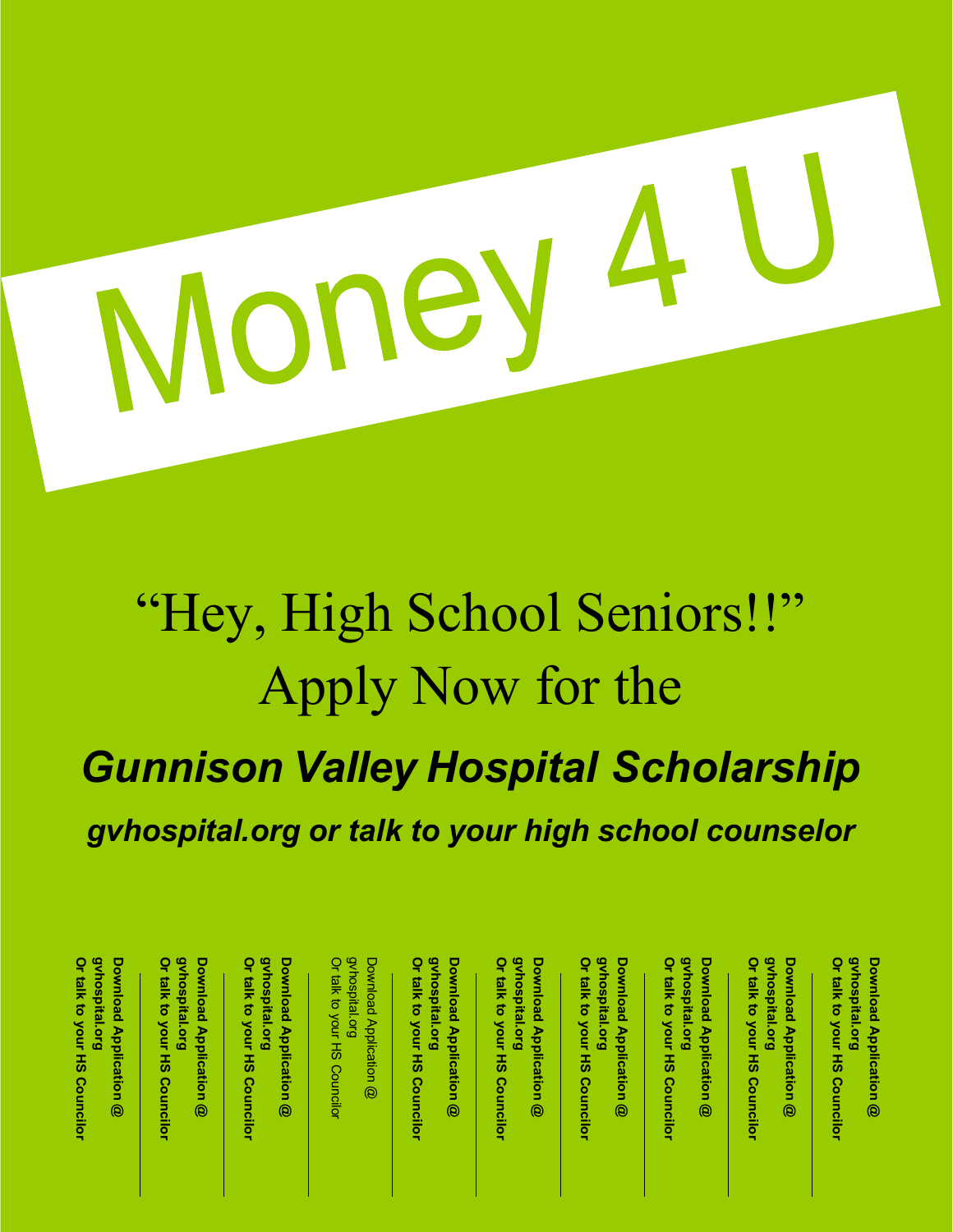# Money 4 U

## "Hey, High School Seniors!!"

## Apply Now for the

## ***Gunnison Valley Hospital Scholarship***

***gvhospital.org or talk to your high school counselor***

**Download Application @ gvhospital.org Or talk to your HS Councilor**

**Download Application @ gvhospital.org Or talk to your HS Councilor**

**Download Application @ gvhospital.org Or talk to your HS Councilor**

**Download Application @ gvhospital.org Or talk to your HS Councilor**

Download Application @ gvhospital.org Or talk to your HS Councilor

**Download Application @ gvhospital.org Or talk to your HS Councilor**

**Download Application @ gvhospital.org Or talk to your HS Councilor**

**Download Application @ gvhospital.org Or talk to your HS Councilor**

**Download Application @ gvhospital.org Or talk to your HS Councilor**

**Download Application @ gvhospital.org Or talk to your HS Councilor**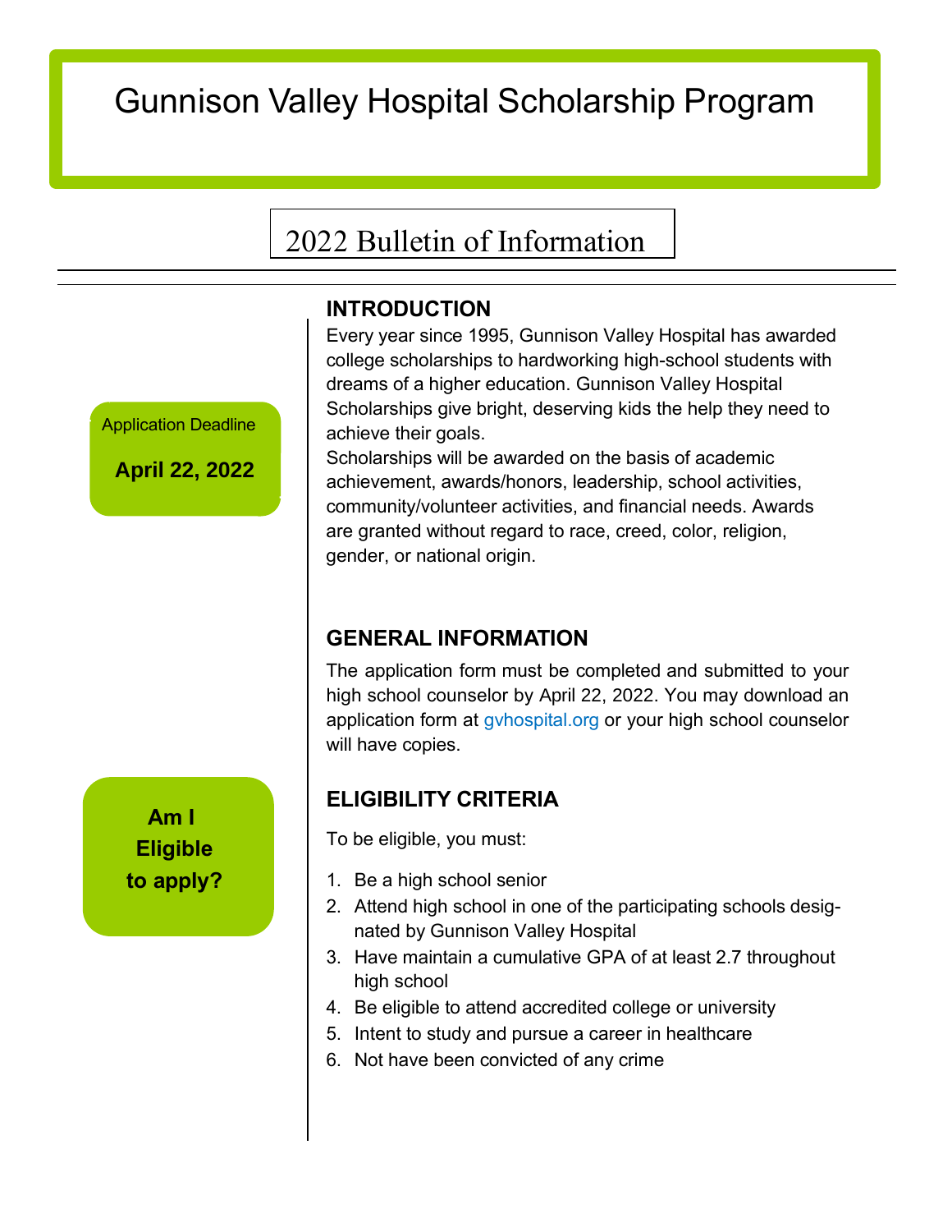# Gunnison Valley Hospital Scholarship Program

## 2022 Bulletin of Information

Application Deadline

**April 22, 2022**

### INTRODUCTION

Every year since 1995, Gunnison Valley Hospital has awarded college scholarships to hardworking high-school students with dreams of a higher education. Gunnison Valley Hospital Scholarships give bright, deserving kids the help they need to achieve their goals.

Scholarships will be awarded on the basis of academic achievement, awards/honors, leadership, school activities, community/volunteer activities, and financial needs. Awards are granted without regard to race, creed, color, religion, gender, or national origin.

### GENERAL INFORMATION

The application form must be completed and submitted to your high school counselor by April 22, 2022. You may download an application form at gvhospital.org or your high school counselor will have copies.

**Am I Eligible to apply?**

### ELIGIBILITY CRITERIA

To be eligible, you must:

1. Be a high school senior
2. Attend high school in one of the participating schools designated by Gunnison Valley Hospital
3. Have maintain a cumulative GPA of at least 2.7 throughout high school
4. Be eligible to attend accredited college or university
5. Intent to study and pursue a career in healthcare
6. Not have been convicted of any crime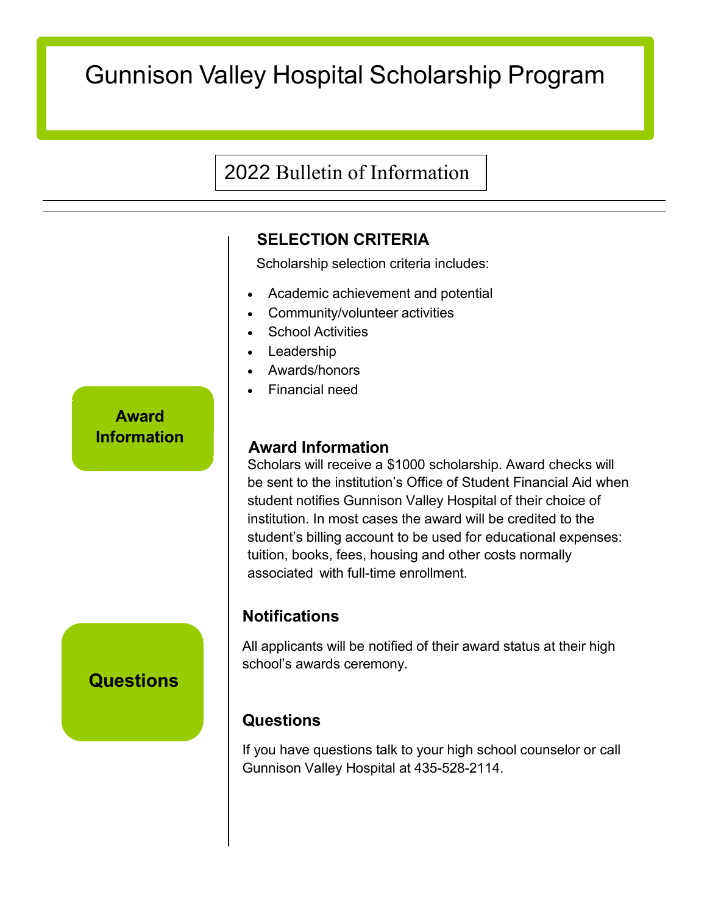# Gunnison Valley Hospital Scholarship Program

2022 Bulletin of Information

## SELECTION CRITERIA

Scholarship selection criteria includes:

- Academic achievement and potential
- Community/volunteer activities
- School Activities
- Leadership
- Awards/honors
- Financial need

## Award Information

Scholars will receive a $1000 scholarship. Award checks will be sent to the institution's Office of Student Financial Aid when student notifies Gunnison Valley Hospital of their choice of institution. In most cases the award will be credited to the student's billing account to be used for educational expenses: tuition, books, fees, housing and other costs normally associated with full-time enrollment.

## Notifications

All applicants will be notified of their award status at their high school's awards ceremony.

## Questions

If you have questions talk to your high school counselor or call Gunnison Valley Hospital at 435-528-2114.